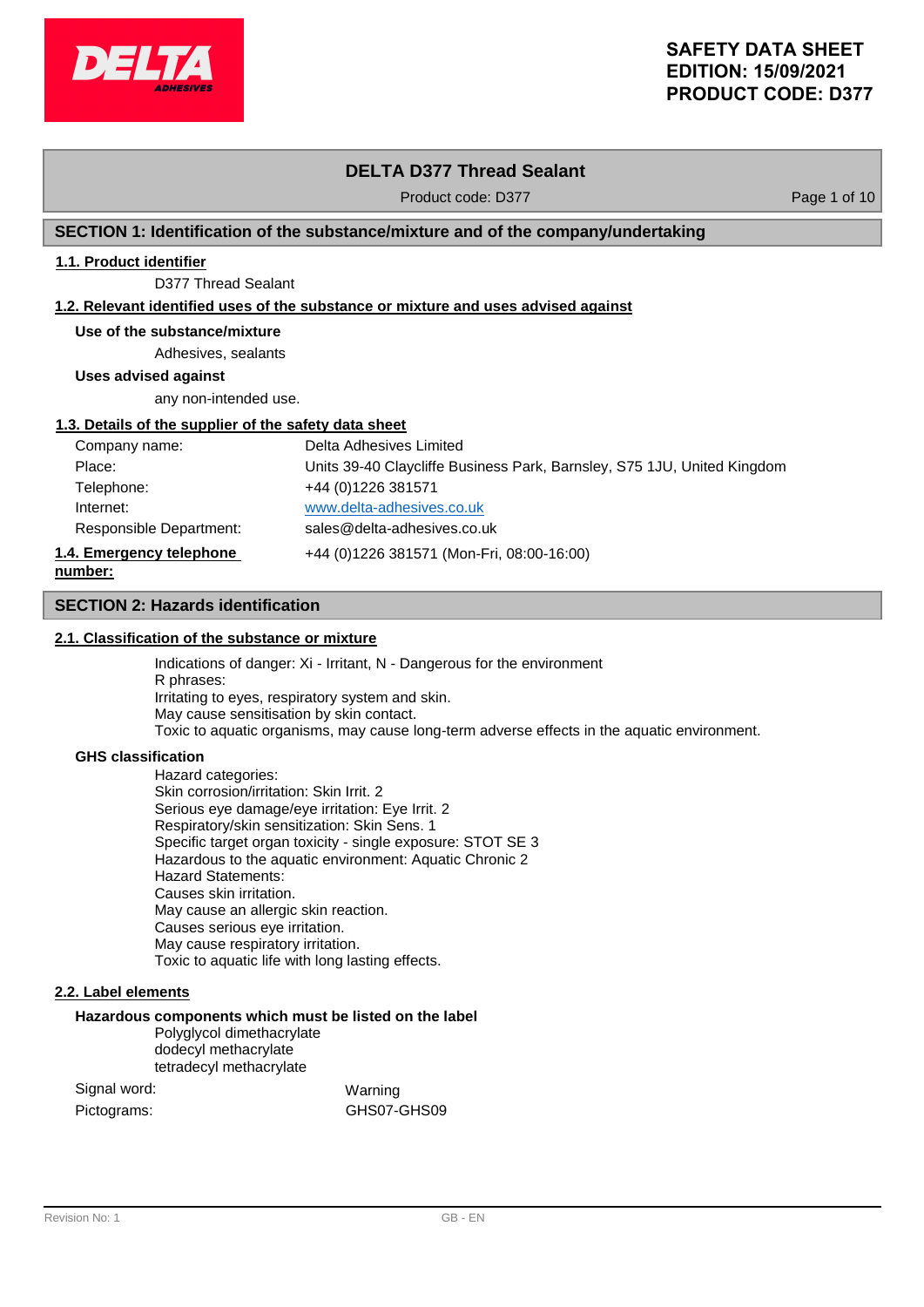# SAFETY DATA SHEET
# EDITION: 15/09/2021
# PRODUCT CODE: D377

## DELTA D377 Thread Sealant

Product code: D377

## SECTION 1: Identification of the substance/mixture and of the company/undertaking

### 1.1. Product identifier

D377 Thread Sealant

### 1.2. Relevant identified uses of the substance or mixture and uses advised against

**Use of the substance/mixture**

Adhesives, sealants

**Uses advised against**

any non-intended use.

### 1.3. Details of the supplier of the safety data sheet

| | |
|---|---|
| Company name: | Delta Adhesives Limited |
| Place: | Units 39-40 Claycliffe Business Park, Barnsley, S75 1JU, United Kingdom |
| Telephone: | +44 (0)1226 381571 |
| Internet: | www.delta-adhesives.co.uk |
| Responsible Department: | sales@delta-adhesives.co.uk |

### 1.4. Emergency telephone number:

+44 (0)1226 381571 (Mon-Fri, 08:00-16:00)

## SECTION 2: Hazards identification

### 2.1. Classification of the substance or mixture

Indications of danger: Xi - Irritant, N - Dangerous for the environment
R phrases:
Irritating to eyes, respiratory system and skin.
May cause sensitisation by skin contact.
Toxic to aquatic organisms, may cause long-term adverse effects in the aquatic environment.

**GHS classification**

Hazard categories:
Skin corrosion/irritation: Skin Irrit. 2
Serious eye damage/eye irritation: Eye Irrit. 2
Respiratory/skin sensitization: Skin Sens. 1
Specific target organ toxicity - single exposure: STOT SE 3
Hazardous to the aquatic environment: Aquatic Chronic 2
Hazard Statements:
Causes skin irritation.
May cause an allergic skin reaction.
Causes serious eye irritation.
May cause respiratory irritation.
Toxic to aquatic life with long lasting effects.

### 2.2. Label elements

**Hazardous components which must be listed on the label**

Polyglycol dimethacrylate
dodecyl methacrylate
tetradecyl methacrylate

| | |
|---|---|
| Signal word: | Warning |
| Pictograms: | GHS07-GHS09 |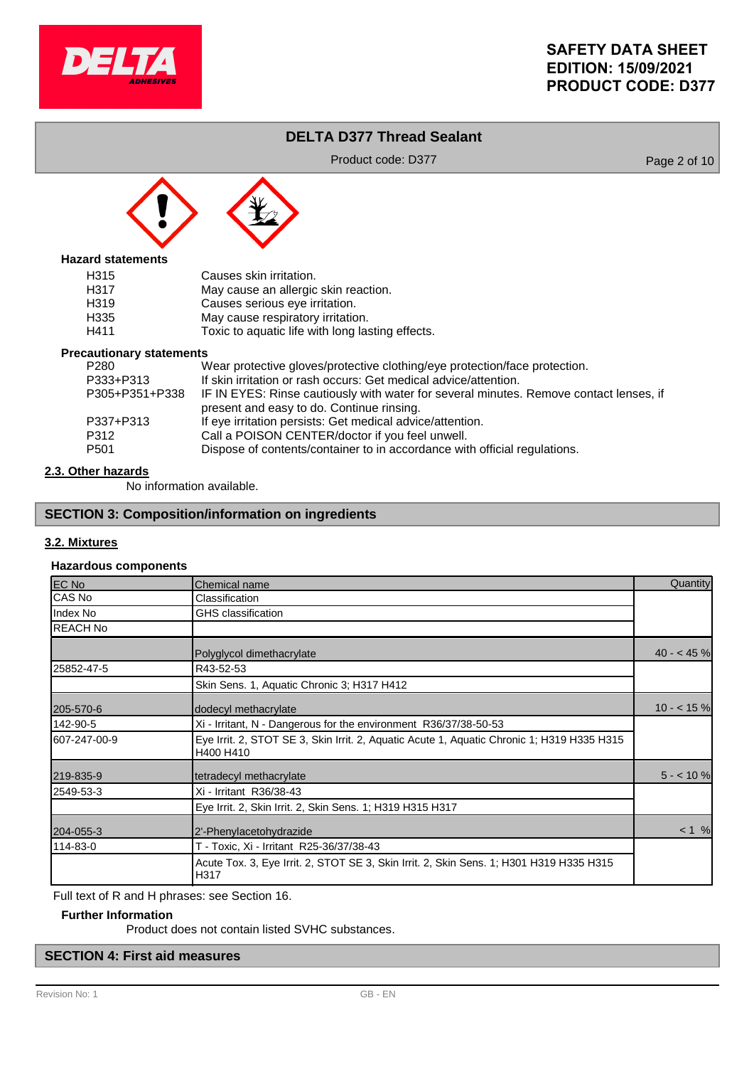**Hazard statements**

| | |
|---|---|
| H315 | Causes skin irritation. |
| H317 | May cause an allergic skin reaction. |
| H319 | Causes serious eye irritation. |
| H335 | May cause respiratory irritation. |
| H411 | Toxic to aquatic life with long lasting effects. |

**Precautionary statements**

| | |
|---|---|
| P280 | Wear protective gloves/protective clothing/eye protection/face protection. |
| P333+P313 | If skin irritation or rash occurs: Get medical advice/attention. |
| P305+P351+P338 | IF IN EYES: Rinse cautiously with water for several minutes. Remove contact lenses, if present and easy to do. Continue rinsing. |
| P337+P313 | If eye irritation persists: Get medical advice/attention. |
| P312 | Call a POISON CENTER/doctor if you feel unwell. |
| P501 | Dispose of contents/container to in accordance with official regulations. |

### 2.3. Other hazards

No information available.

## SECTION 3: Composition/information on ingredients

### 3.2. Mixtures

**Hazardous components**

| EC No<br>CAS No<br>Index No<br>REACH No | Chemical name<br>Classification<br>GHS classification | Quantity |
|---|---|---|
| | Polyglycol dimethacrylate | 40 - < 45 % |
| 25852-47-5 | R43-52-53 | |
| | Skin Sens. 1, Aquatic Chronic 3; H317 H412 | |
| 205-570-6 | dodecyl methacrylate | 10 - < 15 % |
| 142-90-5 | Xi - Irritant, N - Dangerous for the environment R36/37/38-50-53 | |
| 607-247-00-9 | Eye Irrit. 2, STOT SE 3, Skin Irrit. 2, Aquatic Acute 1, Aquatic Chronic 1; H319 H335 H315 H400 H410 | |
| 219-835-9 | tetradecyl methacrylate | 5 - < 10 % |
| 2549-53-3 | Xi - Irritant R36/38-43 | |
| | Eye Irrit. 2, Skin Irrit. 2, Skin Sens. 1; H319 H315 H317 | |
| 204-055-3 | 2'-Phenylacetohydrazide | < 1 % |
| 114-83-0 | T - Toxic, Xi - Irritant R25-36/37/38-43 | |
| | Acute Tox. 3, Eye Irrit. 2, STOT SE 3, Skin Irrit. 2, Skin Sens. 1; H301 H319 H335 H315 H317 | |

Full text of R and H phrases: see Section 16.

**Further Information**

Product does not contain listed SVHC substances.

## SECTION 4: First aid measures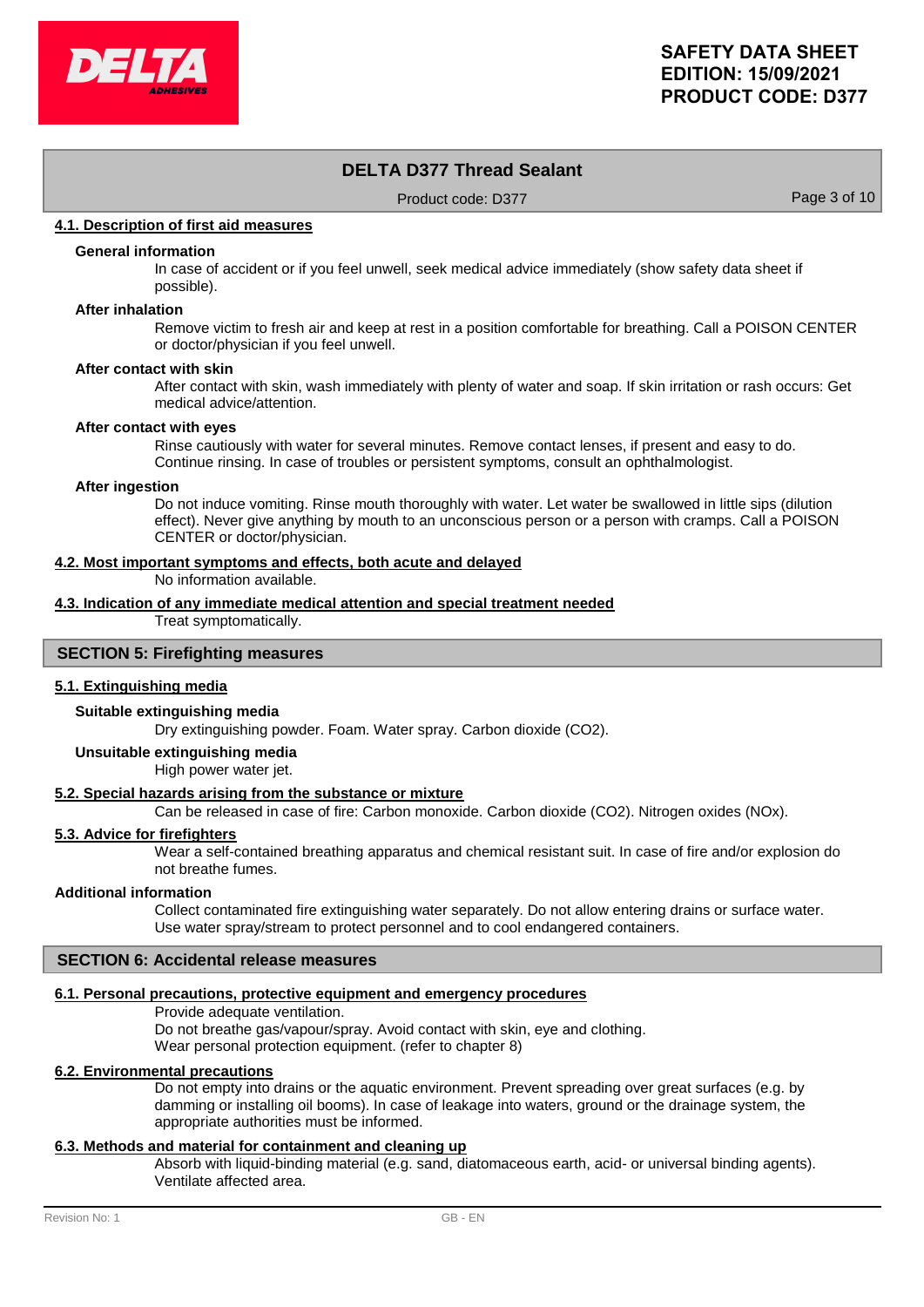### 4.1. Description of first aid measures

**General information**

In case of accident or if you feel unwell, seek medical advice immediately (show safety data sheet if possible).

**After inhalation**

Remove victim to fresh air and keep at rest in a position comfortable for breathing. Call a POISON CENTER or doctor/physician if you feel unwell.

**After contact with skin**

After contact with skin, wash immediately with plenty of water and soap. If skin irritation or rash occurs: Get medical advice/attention.

**After contact with eyes**

Rinse cautiously with water for several minutes. Remove contact lenses, if present and easy to do. Continue rinsing. In case of troubles or persistent symptoms, consult an ophthalmologist.

**After ingestion**

Do not induce vomiting. Rinse mouth thoroughly with water. Let water be swallowed in little sips (dilution effect). Never give anything by mouth to an unconscious person or a person with cramps. Call a POISON CENTER or doctor/physician.

### 4.2. Most important symptoms and effects, both acute and delayed

No information available.

### 4.3. Indication of any immediate medical attention and special treatment needed

Treat symptomatically.

## SECTION 5: Firefighting measures

### 5.1. Extinguishing media

**Suitable extinguishing media**

Dry extinguishing powder. Foam. Water spray. Carbon dioxide ($CO_2$).

**Unsuitable extinguishing media**

High power water jet.

### 5.2. Special hazards arising from the substance or mixture

Can be released in case of fire: Carbon monoxide. Carbon dioxide ($CO_2$). Nitrogen oxides ($NO_x$).

### 5.3. Advice for firefighters

Wear a self-contained breathing apparatus and chemical resistant suit. In case of fire and/or explosion do not breathe fumes.

**Additional information**

Collect contaminated fire extinguishing water separately. Do not allow entering drains or surface water. Use water spray/stream to protect personnel and to cool endangered containers.

## SECTION 6: Accidental release measures

### 6.1. Personal precautions, protective equipment and emergency procedures

Provide adequate ventilation.
Do not breathe gas/vapour/spray. Avoid contact with skin, eye and clothing.
Wear personal protection equipment. (refer to chapter 8)

### 6.2. Environmental precautions

Do not empty into drains or the aquatic environment. Prevent spreading over great surfaces (e.g. by damming or installing oil booms). In case of leakage into waters, ground or the drainage system, the appropriate authorities must be informed.

### 6.3. Methods and material for containment and cleaning up

Absorb with liquid-binding material (e.g. sand, diatomaceous earth, acid- or universal binding agents).
Ventilate affected area.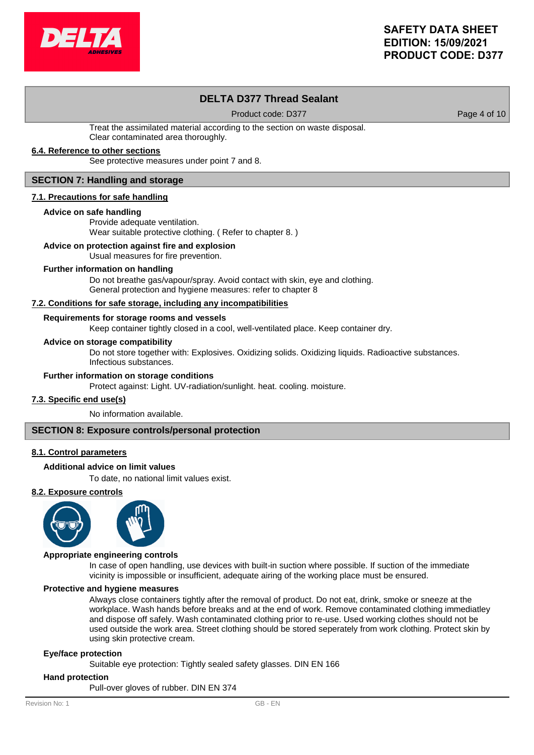Treat the assimilated material according to the section on waste disposal.
Clear contaminated area thoroughly.

### 6.4. Reference to other sections

See protective measures under point 7 and 8.

## SECTION 7: Handling and storage

### 7.1. Precautions for safe handling

**Advice on safe handling**

Provide adequate ventilation.
Wear suitable protective clothing. ( Refer to chapter 8. )

**Advice on protection against fire and explosion**

Usual measures for fire prevention.

**Further information on handling**

Do not breathe gas/vapour/spray. Avoid contact with skin, eye and clothing.
General protection and hygiene measures: refer to chapter 8

### 7.2. Conditions for safe storage, including any incompatibilities

**Requirements for storage rooms and vessels**

Keep container tightly closed in a cool, well-ventilated place. Keep container dry.

**Advice on storage compatibility**

Do not store together with: Explosives. Oxidizing solids. Oxidizing liquids. Radioactive substances. Infectious substances.

**Further information on storage conditions**

Protect against: Light. UV-radiation/sunlight. heat. cooling. moisture.

### 7.3. Specific end use(s)

No information available.

## SECTION 8: Exposure controls/personal protection

### 8.1. Control parameters

**Additional advice on limit values**

To date, no national limit values exist.

### 8.2. Exposure controls

**Appropriate engineering controls**

In case of open handling, use devices with built-in suction where possible. If suction of the immediate vicinity is impossible or insufficient, adequate airing of the working place must be ensured.

**Protective and hygiene measures**

Always close containers tightly after the removal of product. Do not eat, drink, smoke or sneeze at the workplace. Wash hands before breaks and at the end of work. Remove contaminated clothing immediatley and dispose off safely. Wash contaminated clothing prior to re-use. Used working clothes should not be used outside the work area. Street clothing should be stored seperately from work clothing. Protect skin by using skin protective cream.

**Eye/face protection**

Suitable eye protection: Tightly sealed safety glasses. DIN EN 166

**Hand protection**

Pull-over gloves of rubber. DIN EN 374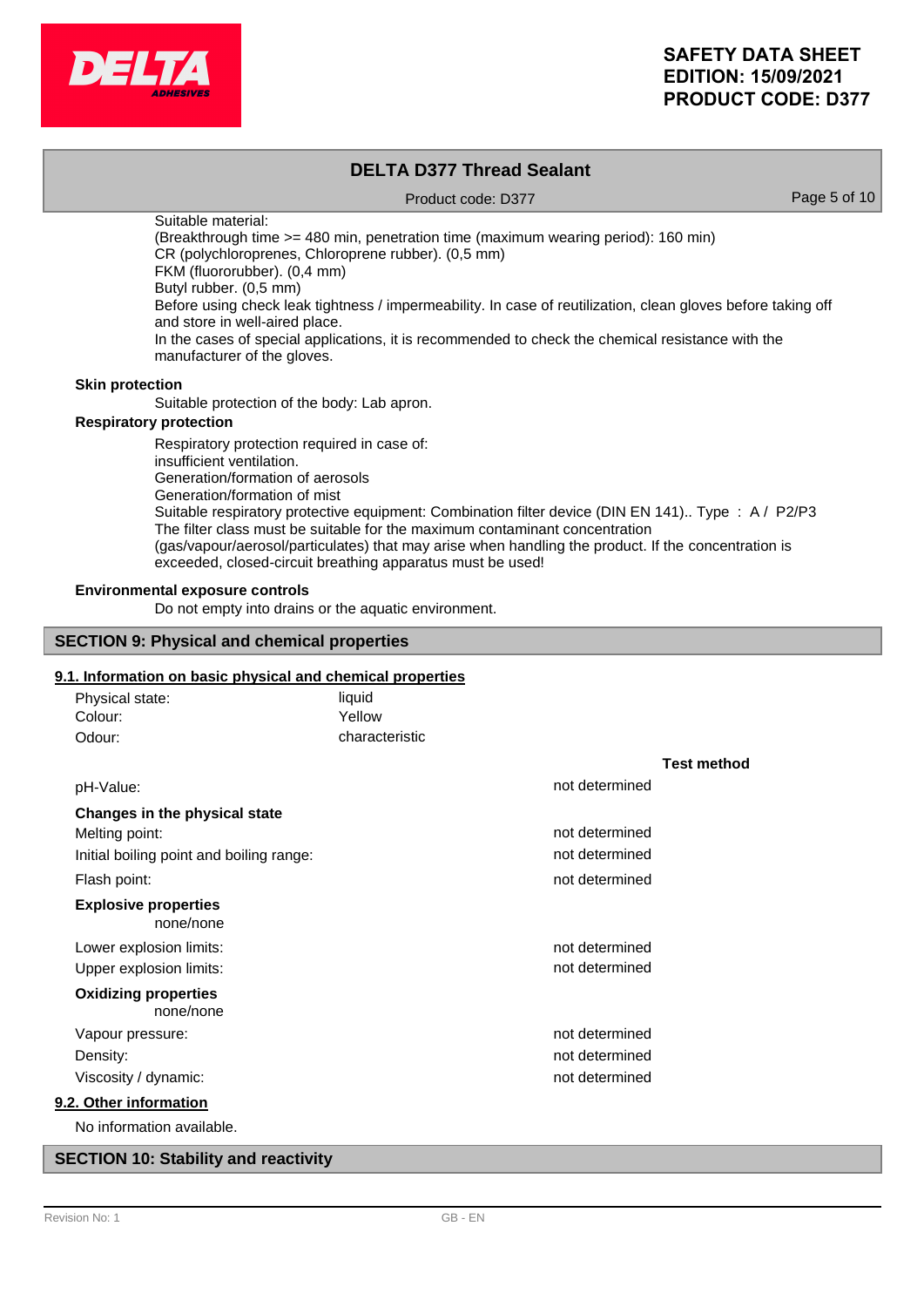Suitable material:
(Breakthrough time >= 480 min, penetration time (maximum wearing period): 160 min)
CR (polychloroprenes, Chloroprene rubber). (0,5 mm)
FKM (fluororubber). (0,4 mm)
Butyl rubber. (0,5 mm)
Before using check leak tightness / impermeability. In case of reutilization, clean gloves before taking off and store in well-aired place.
In the cases of special applications, it is recommended to check the chemical resistance with the manufacturer of the gloves.

**Skin protection**

Suitable protection of the body: Lab apron.

**Respiratory protection**

Respiratory protection required in case of:
insufficient ventilation.
Generation/formation of aerosols
Generation/formation of mist
Suitable respiratory protective equipment: Combination filter device (DIN EN 141).. Type : A / P2/P3
The filter class must be suitable for the maximum contaminant concentration (gas/vapour/aerosol/particulates) that may arise when handling the product. If the concentration is exceeded, closed-circuit breathing apparatus must be used!

**Environmental exposure controls**

Do not empty into drains or the aquatic environment.

## SECTION 9: Physical and chemical properties

### 9.1. Information on basic physical and chemical properties

| | | |
|---|---|---|
| Physical state: | liquid | |
| Colour: | Yellow | |
| Odour: | characteristic | |
| | | **Test method** |
| pH-Value: | not determined | |
| **Changes in the physical state** | | |
| Melting point: | not determined | |
| Initial boiling point and boiling range: | not determined | |
| Flash point: | not determined | |
| **Explosive properties** | | |
| none/none | | |
| Lower explosion limits: | not determined | |
| Upper explosion limits: | not determined | |
| **Oxidizing properties** | | |
| none/none | | |
| Vapour pressure: | not determined | |
| Density: | not determined | |
| Viscosity / dynamic: | not determined | |

### 9.2. Other information

No information available.

## SECTION 10: Stability and reactivity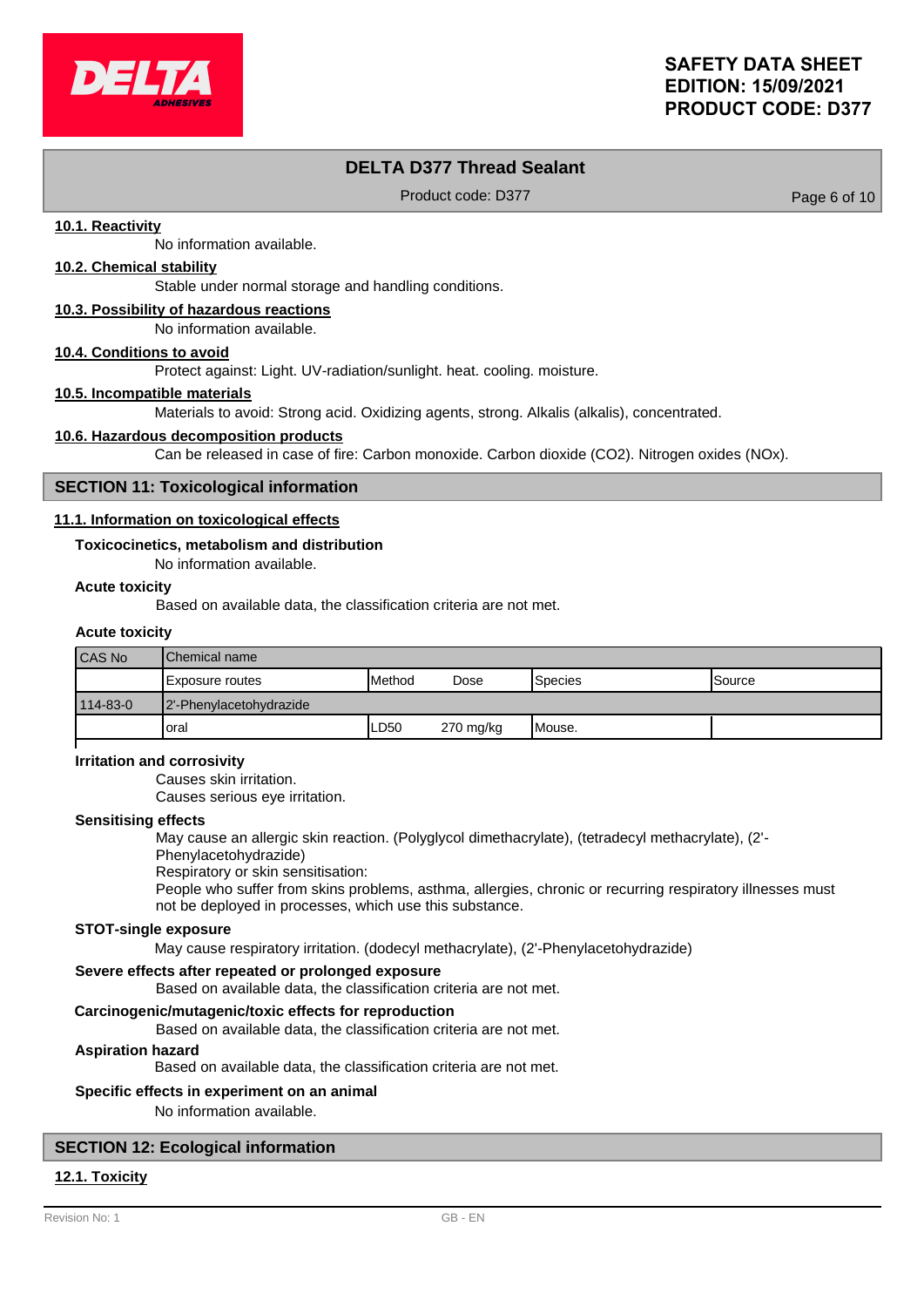### 10.1. Reactivity

No information available.

### 10.2. Chemical stability

Stable under normal storage and handling conditions.

### 10.3. Possibility of hazardous reactions

No information available.

### 10.4. Conditions to avoid

Protect against: Light. UV-radiation/sunlight. heat. cooling. moisture.

### 10.5. Incompatible materials

Materials to avoid: Strong acid. Oxidizing agents, strong. Alkalis (alkalis), concentrated.

### 10.6. Hazardous decomposition products

Can be released in case of fire: Carbon monoxide. Carbon dioxide ($CO_2$). Nitrogen oxides ($NO_x$).

## SECTION 11: Toxicological information

### 11.1. Information on toxicological effects

**Toxicocinetics, metabolism and distribution**

No information available.

**Acute toxicity**

Based on available data, the classification criteria are not met.

**Acute toxicity**

| CAS No | Chemical name | | | | |
|---|---|---|---|---|---|
| | Exposure routes | Method | Dose | Species | Source |
| 114-83-0 | 2'-Phenylacetohydrazide | | | | |
| | oral | LD50 | 270 mg/kg | Mouse. | |

**Irritation and corrosivity**

Causes skin irritation.
Causes serious eye irritation.

**Sensitising effects**

May cause an allergic skin reaction. (Polyglycol dimethacrylate), (tetradecyl methacrylate), (2'-Phenylacetohydrazide)
Respiratory or skin sensitisation:
People who suffer from skins problems, asthma, allergies, chronic or recurring respiratory illnesses must not be deployed in processes, which use this substance.

**STOT-single exposure**

May cause respiratory irritation. (dodecyl methacrylate), (2'-Phenylacetohydrazide)

**Severe effects after repeated or prolonged exposure**

Based on available data, the classification criteria are not met.

**Carcinogenic/mutagenic/toxic effects for reproduction**

Based on available data, the classification criteria are not met.

**Aspiration hazard**

Based on available data, the classification criteria are not met.

**Specific effects in experiment on an animal**

No information available.

## SECTION 12: Ecological information

### 12.1. Toxicity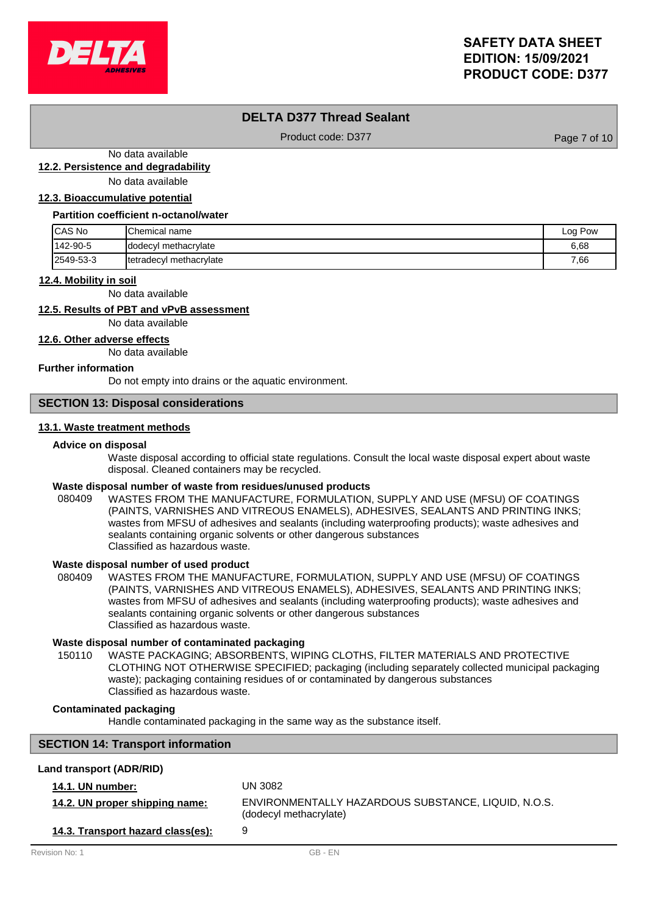No data available

### 12.2. Persistence and degradability

No data available

### 12.3. Bioaccumulative potential

**Partition coefficient n-octanol/water**

| CAS No | Chemical name | Log Pow |
|---|---|---|
| 142-90-5 | dodecyl methacrylate | 6,68 |
| 2549-53-3 | tetradecyl methacrylate | 7,66 |

### 12.4. Mobility in soil

No data available

### 12.5. Results of PBT and vPvB assessment

No data available

### 12.6. Other adverse effects

No data available

**Further information**

Do not empty into drains or the aquatic environment.

## SECTION 13: Disposal considerations

### 13.1. Waste treatment methods

**Advice on disposal**

Waste disposal according to official state regulations. Consult the local waste disposal expert about waste disposal. Cleaned containers may be recycled.

**Waste disposal number of waste from residues/unused products**

080409 WASTES FROM THE MANUFACTURE, FORMULATION, SUPPLY AND USE (MFSU) OF COATINGS (PAINTS, VARNISHES AND VITREOUS ENAMELS), ADHESIVES, SEALANTS AND PRINTING INKS; wastes from MFSU of adhesives and sealants (including waterproofing products); waste adhesives and sealants containing organic solvents or other dangerous substances
Classified as hazardous waste.

**Waste disposal number of used product**

080409 WASTES FROM THE MANUFACTURE, FORMULATION, SUPPLY AND USE (MFSU) OF COATINGS (PAINTS, VARNISHES AND VITREOUS ENAMELS), ADHESIVES, SEALANTS AND PRINTING INKS; wastes from MFSU of adhesives and sealants (including waterproofing products); waste adhesives and sealants containing organic solvents or other dangerous substances
Classified as hazardous waste.

**Waste disposal number of contaminated packaging**

150110 WASTE PACKAGING; ABSORBENTS, WIPING CLOTHS, FILTER MATERIALS AND PROTECTIVE CLOTHING NOT OTHERWISE SPECIFIED; packaging (including separately collected municipal packaging waste); packaging containing residues of or contaminated by dangerous substances
Classified as hazardous waste.

**Contaminated packaging**

Handle contaminated packaging in the same way as the substance itself.

## SECTION 14: Transport information

**Land transport (ADR/RID)**

**14.1. UN number:** UN 3082

**14.2. UN proper shipping name:** ENVIRONMENTALLY HAZARDOUS SUBSTANCE, LIQUID, N.O.S. (dodecyl methacrylate)

**14.3. Transport hazard class(es):** 9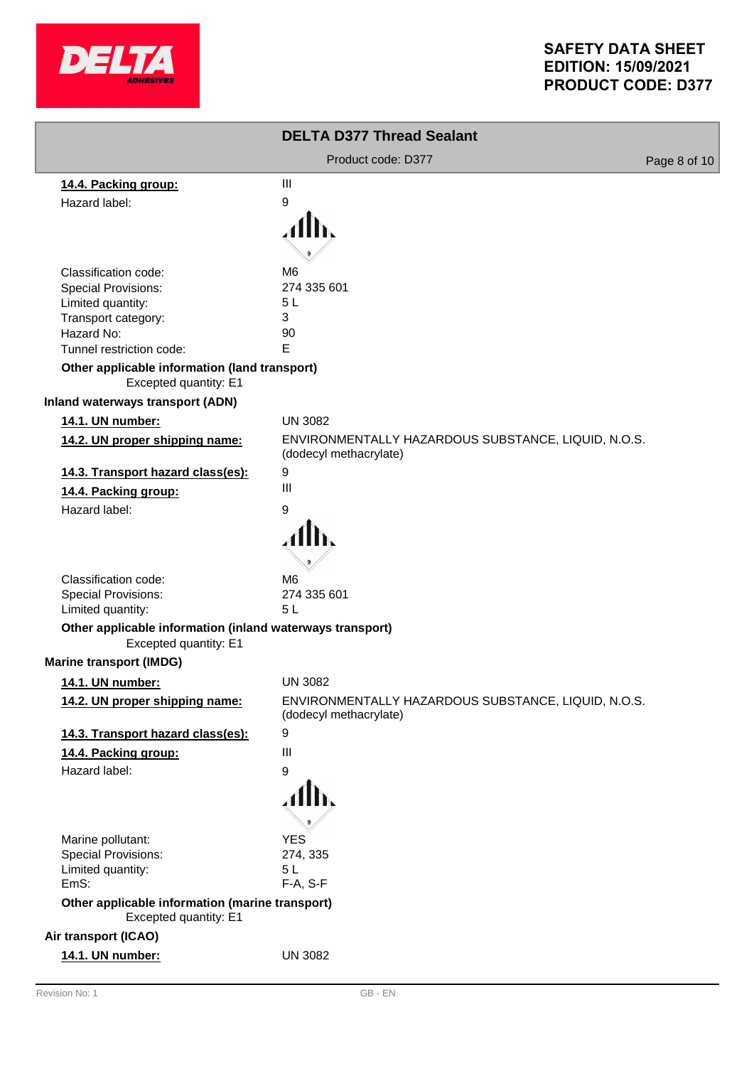**14.4. Packing group:** III

Hazard label: 9

Classification code: M6
Special Provisions: 274 335 601
Limited quantity: 5 L
Transport category: 3
Hazard No: 90
Tunnel restriction code: E

**Other applicable information (land transport)**
Excepted quantity: E1

**Inland waterways transport (ADN)**

**14.1. UN number:** UN 3082

**14.2. UN proper shipping name:** ENVIRONMENTALLY HAZARDOUS SUBSTANCE, LIQUID, N.O.S. (dodecyl methacrylate)

**14.3. Transport hazard class(es):** 9

**14.4. Packing group:** III

Hazard label: 9

Classification code: M6
Special Provisions: 274 335 601
Limited quantity: 5 L

**Other applicable information (inland waterways transport)**
Excepted quantity: E1

**Marine transport (IMDG)**

**14.1. UN number:** UN 3082

**14.2. UN proper shipping name:** ENVIRONMENTALLY HAZARDOUS SUBSTANCE, LIQUID, N.O.S. (dodecyl methacrylate)

**14.3. Transport hazard class(es):** 9

**14.4. Packing group:** III

Hazard label: 9

Marine pollutant: YES
Special Provisions: 274, 335
Limited quantity: 5 L
EmS: F-A, S-F

**Other applicable information (marine transport)**
Excepted quantity: E1

**Air transport (ICAO)**

**14.1. UN number:** UN 3082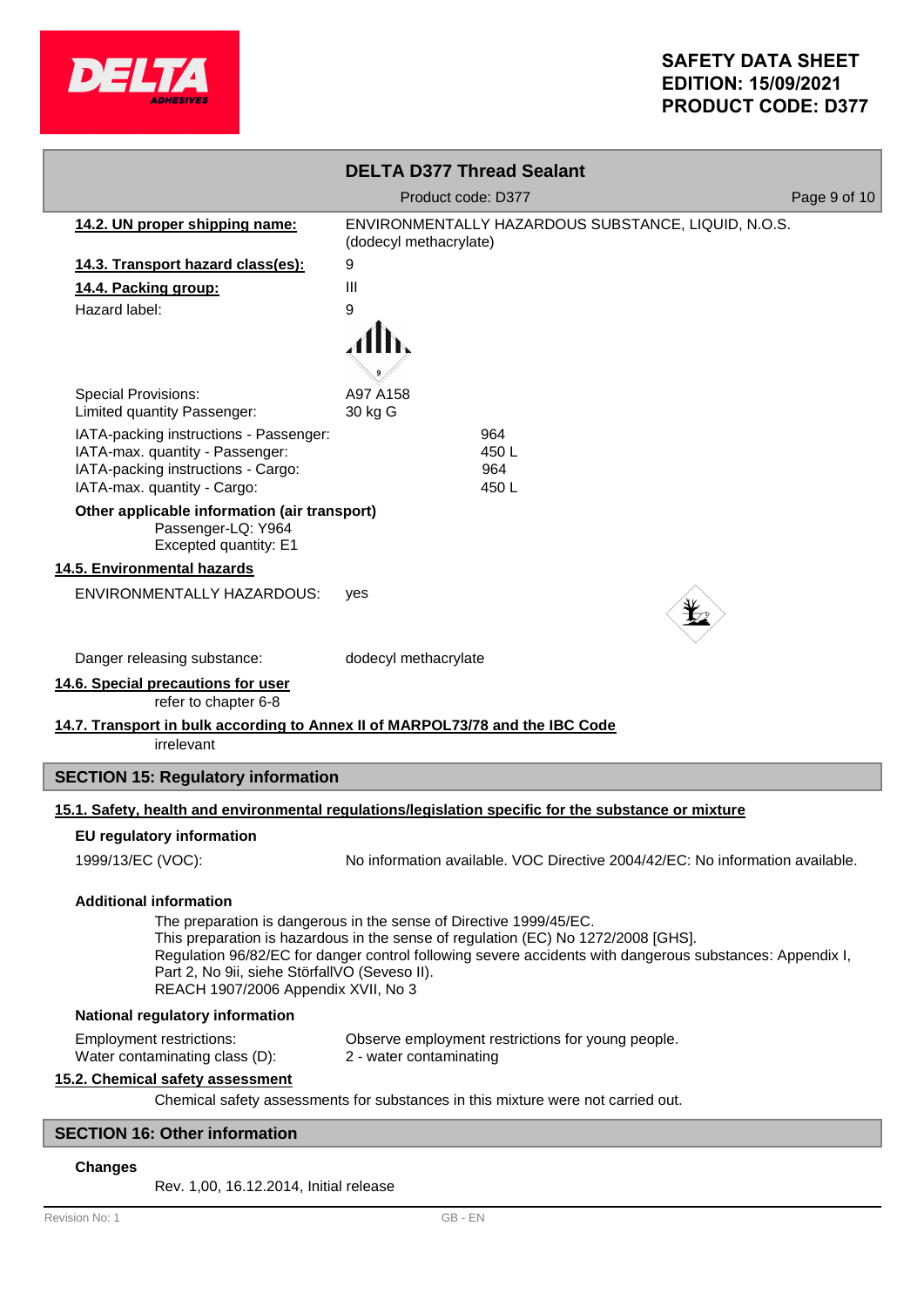**14.2. UN proper shipping name:** ENVIRONMENTALLY HAZARDOUS SUBSTANCE, LIQUID, N.O.S. (dodecyl methacrylate)

**14.3. Transport hazard class(es):** 9

**14.4. Packing group:** III

Hazard label: 9

Special Provisions: A97 A158
Limited quantity Passenger: 30 kg G

IATA-packing instructions - Passenger: 964
IATA-max. quantity - Passenger: 450 L
IATA-packing instructions - Cargo: 964
IATA-max. quantity - Cargo: 450 L

**Other applicable information (air transport)**

Passenger-LQ: Y964
Excepted quantity: E1

**14.5. Environmental hazards**

ENVIRONMENTALLY HAZARDOUS: yes

Danger releasing substance: dodecyl methacrylate

**14.6. Special precautions for user**

refer to chapter 6-8

**14.7. Transport in bulk according to Annex II of MARPOL73/78 and the IBC Code**

irrelevant

## SECTION 15: Regulatory information

**15.1. Safety, health and environmental regulations/legislation specific for the substance or mixture**

**EU regulatory information**

1999/13/EC (VOC): No information available. VOC Directive 2004/42/EC: No information available.

**Additional information**

The preparation is dangerous in the sense of Directive 1999/45/EC.
This preparation is hazardous in the sense of regulation (EC) No 1272/2008 [GHS].
Regulation 96/82/EC for danger control following severe accidents with dangerous substances: Appendix I, Part 2, No 9ii, siehe StörfallVO (Seveso II).
REACH 1907/2006 Appendix XVII, No 3

**National regulatory information**

Employment restrictions: Observe employment restrictions for young people.
Water contaminating class (D): 2 - water contaminating

**15.2. Chemical safety assessment**

Chemical safety assessments for substances in this mixture were not carried out.

## SECTION 16: Other information

**Changes**

Rev. 1,00, 16.12.2014, Initial release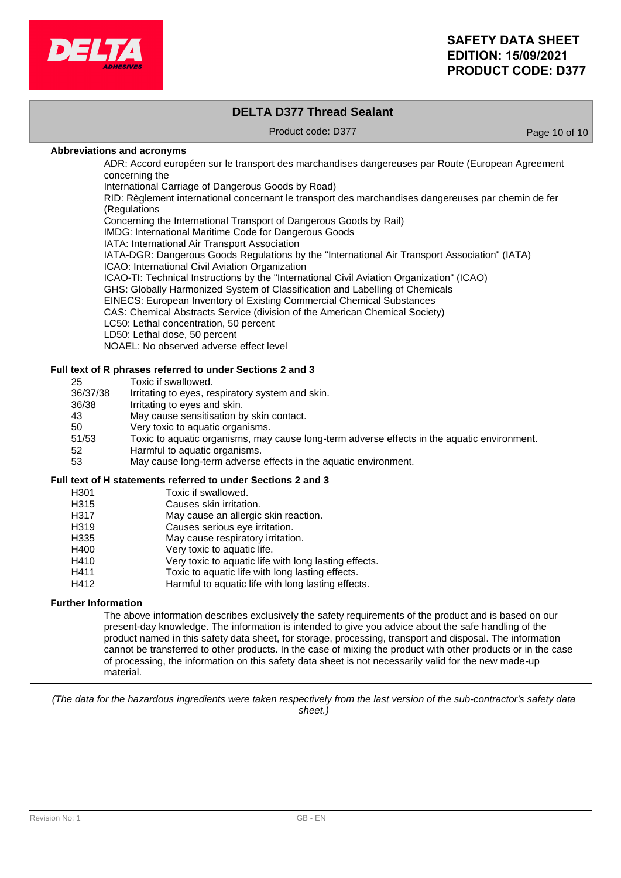**Abbreviations and acronyms**

ADR: Accord européen sur le transport des marchandises dangereuses par Route (European Agreement concerning the
International Carriage of Dangerous Goods by Road)
RID: Règlement international concernant le transport des marchandises dangereuses par chemin de fer (Regulations
Concerning the International Transport of Dangerous Goods by Rail)
IMDG: International Maritime Code for Dangerous Goods
IATA: International Air Transport Association
IATA-DGR: Dangerous Goods Regulations by the "International Air Transport Association" (IATA)
ICAO: International Civil Aviation Organization
ICAO-TI: Technical Instructions by the "International Civil Aviation Organization" (ICAO)
GHS: Globally Harmonized System of Classification and Labelling of Chemicals
EINECS: European Inventory of Existing Commercial Chemical Substances
CAS: Chemical Abstracts Service (division of the American Chemical Society)
LC50: Lethal concentration, 50 percent
LD50: Lethal dose, 50 percent
NOAEL: No observed adverse effect level

**Full text of R phrases referred to under Sections 2 and 3**

| | |
|---|---|
| 25 | Toxic if swallowed. |
| 36/37/38 | Irritating to eyes, respiratory system and skin. |
| 36/38 | Irritating to eyes and skin. |
| 43 | May cause sensitisation by skin contact. |
| 50 | Very toxic to aquatic organisms. |
| 51/53 | Toxic to aquatic organisms, may cause long-term adverse effects in the aquatic environment. |
| 52 | Harmful to aquatic organisms. |
| 53 | May cause long-term adverse effects in the aquatic environment. |

**Full text of H statements referred to under Sections 2 and 3**

| | |
|---|---|
| H301 | Toxic if swallowed. |
| H315 | Causes skin irritation. |
| H317 | May cause an allergic skin reaction. |
| H319 | Causes serious eye irritation. |
| H335 | May cause respiratory irritation. |
| H400 | Very toxic to aquatic life. |
| H410 | Very toxic to aquatic life with long lasting effects. |
| H411 | Toxic to aquatic life with long lasting effects. |
| H412 | Harmful to aquatic life with long lasting effects. |

**Further Information**

The above information describes exclusively the safety requirements of the product and is based on our present-day knowledge. The information is intended to give you advice about the safe handling of the product named in this safety data sheet, for storage, processing, transport and disposal. The information cannot be transferred to other products. In the case of mixing the product with other products or in the case of processing, the information on this safety data sheet is not necessarily valid for the new made-up material.

---

*(The data for the hazardous ingredients were taken respectively from the last version of the sub-contractor's safety data sheet.)*